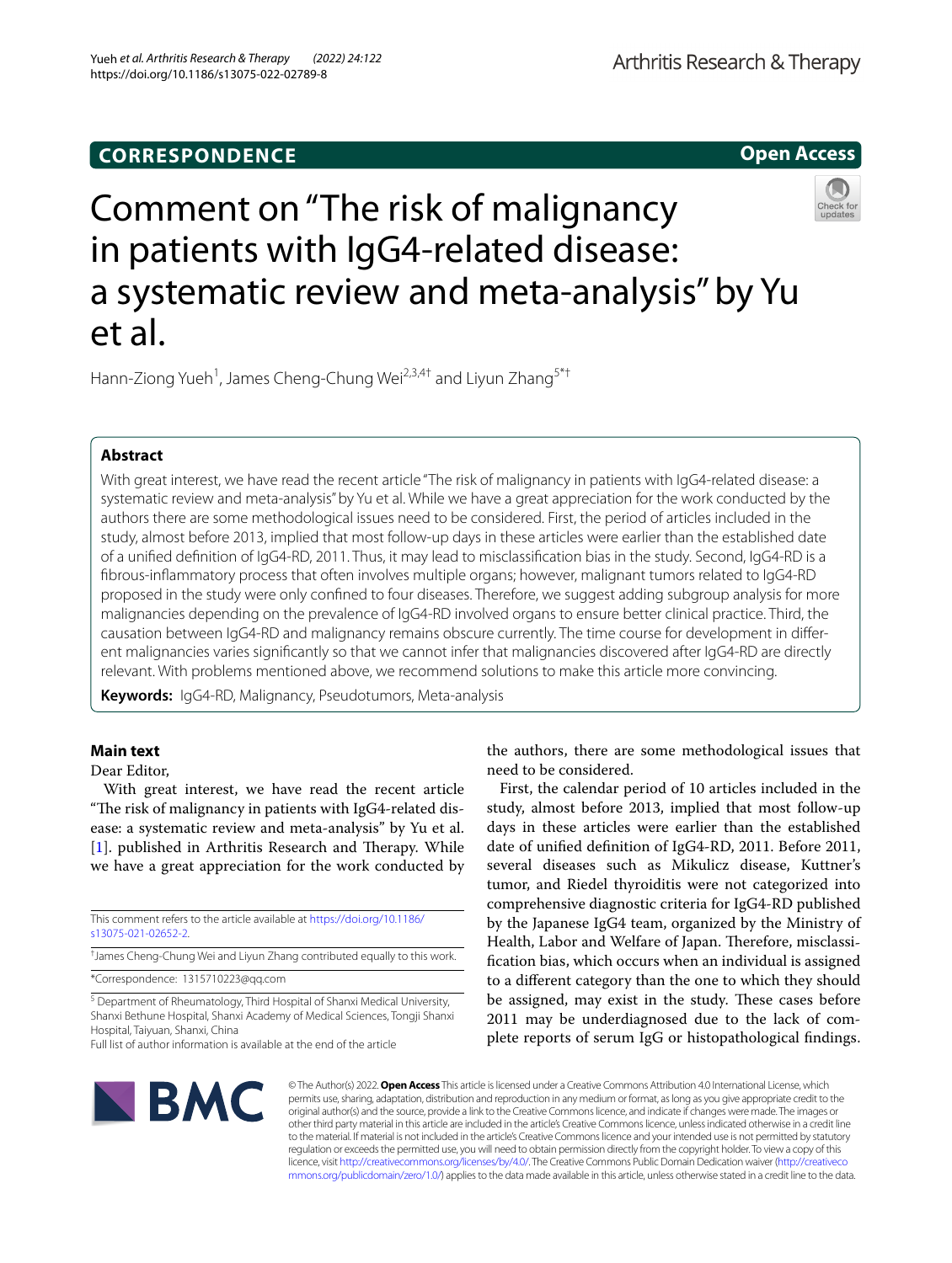CORRESPONDENCE

Open Access

# Comment on "The risk of malignancy in patients with IgG4-related disease: a systematic review and meta-analysis" by Yu et al.

Hann-Ziong Yueh[1], James Cheng-Chung Wei[2,3,4†] and Liyun Zhang[5*†]

## Abstract

With great interest, we have read the recent article "The risk of malignancy in patients with IgG4-related disease: a systematic review and meta-analysis" by Yu et al. While we have a great appreciation for the work conducted by the authors there are some methodological issues need to be considered. First, the period of articles included in the study, almost before 2013, implied that most follow-up days in these articles were earlier than the established date of a unified definition of IgG4-RD, 2011. Thus, it may lead to misclassification bias in the study. Second, IgG4-RD is a fibrous-inflammatory process that often involves multiple organs; however, malignant tumors related to IgG4-RD proposed in the study were only confined to four diseases. Therefore, we suggest adding subgroup analysis for more malignancies depending on the prevalence of IgG4-RD involved organs to ensure better clinical practice. Third, the causation between IgG4-RD and malignancy remains obscure currently. The time course for development in different malignancies varies significantly so that we cannot infer that malignancies discovered after IgG4-RD are directly relevant. With problems mentioned above, we recommend solutions to make this article more convincing.

**Keywords:** IgG4-RD, Malignancy, Pseudotumors, Meta-analysis

## Main text

Dear Editor,

With great interest, we have read the recent article "The risk of malignancy in patients with IgG4-related disease: a systematic review and meta-analysis" by Yu et al. [1]. published in Arthritis Research and Therapy. While we have a great appreciation for the work conducted by the authors, there are some methodological issues that need to be considered.

First, the calendar period of 10 articles included in the study, almost before 2013, implied that most follow-up days in these articles were earlier than the established date of unified definition of IgG4-RD, 2011. Before 2011, several diseases such as Mikulicz disease, Kuttner's tumor, and Riedel thyroiditis were not categorized into comprehensive diagnostic criteria for IgG4-RD published by the Japanese IgG4 team, organized by the Ministry of Health, Labor and Welfare of Japan. Therefore, misclassification bias, which occurs when an individual is assigned to a different category than the one to which they should be assigned, may exist in the study. These cases before 2011 may be underdiagnosed due to the lack of complete reports of serum IgG or histopathological findings.

This comment refers to the article available at https://doi.org/10.1186/s13075-021-02652-2.

†James Cheng-Chung Wei and Liyun Zhang contributed equally to this work.

*Correspondence: 1315710223@qq.com

[5] Department of Rheumatology, Third Hospital of Shanxi Medical University, Shanxi Bethune Hospital, Shanxi Academy of Medical Sciences, Tongji Shanxi Hospital, Taiyuan, Shanxi, China

Full list of author information is available at the end of the article

© The Author(s) 2022. **Open Access** This article is licensed under a Creative Commons Attribution 4.0 International License, which permits use, sharing, adaptation, distribution and reproduction in any medium or format, as long as you give appropriate credit to the original author(s) and the source, provide a link to the Creative Commons licence, and indicate if changes were made. The images or other third party material in this article are included in the article's Creative Commons licence, unless indicated otherwise in a credit line to the material. If material is not included in the article's Creative Commons licence and your intended use is not permitted by statutory regulation or exceeds the permitted use, you will need to obtain permission directly from the copyright holder. To view a copy of this licence, visit http://creativecommons.org/licenses/by/4.0/. The Creative Commons Public Domain Dedication waiver (http://creativecommons.org/publicdomain/zero/1.0/) applies to the data made available in this article, unless otherwise stated in a credit line to the data.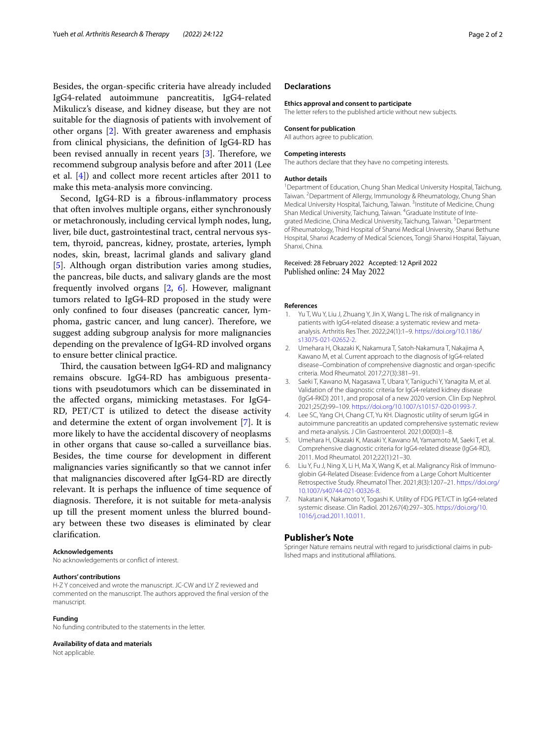Besides, the organ-specific criteria have already included IgG4-related autoimmune pancreatitis, IgG4-related Mikulicz's disease, and kidney disease, but they are not suitable for the diagnosis of patients with involvement of other organs [2]. With greater awareness and emphasis from clinical physicians, the definition of IgG4-RD has been revised annually in recent years [3]. Therefore, we recommend subgroup analysis before and after 2011 (Lee et al. [4]) and collect more recent articles after 2011 to make this meta-analysis more convincing.

Second, IgG4-RD is a fibrous-inflammatory process that often involves multiple organs, either synchronously or metachronously, including cervical lymph nodes, lung, liver, bile duct, gastrointestinal tract, central nervous system, thyroid, pancreas, kidney, prostate, arteries, lymph nodes, skin, breast, lacrimal glands and salivary gland [5]. Although organ distribution varies among studies, the pancreas, bile ducts, and salivary glands are the most frequently involved organs [2, 6]. However, malignant tumors related to IgG4-RD proposed in the study were only confined to four diseases (pancreatic cancer, lymphoma, gastric cancer, and lung cancer). Therefore, we suggest adding subgroup analysis for more malignancies depending on the prevalence of IgG4-RD involved organs to ensure better clinical practice.

Third, the causation between IgG4-RD and malignancy remains obscure. IgG4-RD has ambiguous presentations with pseudotumors which can be disseminated in the affected organs, mimicking metastases. For IgG4-RD, PET/CT is utilized to detect the disease activity and determine the extent of organ involvement [7]. It is more likely to have the accidental discovery of neoplasms in other organs that cause so-called a surveillance bias. Besides, the time course for development in different malignancies varies significantly so that we cannot infer that malignancies discovered after IgG4-RD are directly relevant. It is perhaps the influence of time sequence of diagnosis. Therefore, it is not suitable for meta-analysis up till the present moment unless the blurred boundary between these two diseases is eliminated by clear clarification.

#### Acknowledgements
No acknowledgements or conflict of interest.

#### Authors' contributions
H-Z Y conceived and wrote the manuscript. JC-CW and LY Z reviewed and commented on the manuscript. The authors approved the final version of the manuscript.

#### Funding
No funding contributed to the statements in the letter.

#### Availability of data and materials
Not applicable.

## Declarations

#### Ethics approval and consent to participate
The letter refers to the published article without new subjects.

#### Consent for publication
All authors agree to publication.

#### Competing interests
The authors declare that they have no competing interests.

#### Author details
[1]Department of Education, Chung Shan Medical University Hospital, Taichung, Taiwan. [2]Department of Allergy, Immunology & Rheumatology, Chung Shan Medical University Hospital, Taichung, Taiwan. [3]Institute of Medicine, Chung Shan Medical University, Taichung, Taiwan. [4]Graduate Institute of Integrated Medicine, China Medical University, Taichung, Taiwan. [5]Department of Rheumatology, Third Hospital of Shanxi Medical University, Shanxi Bethune Hospital, Shanxi Academy of Medical Sciences, Tongji Shanxi Hospital, Taiyuan, Shanxi, China.

Received: 28 February 2022 Accepted: 12 April 2022
Published online: 24 May 2022

#### References
1. Yu T, Wu Y, Liu J, Zhuang Y, Jin X, Wang L. The risk of malignancy in patients with IgG4-related disease: a systematic review and meta-analysis. Arthritis Res Ther. 2022;24(1):1–9. https://doi.org/10.1186/s13075-021-02652-2.
2. Umehara H, Okazaki K, Nakamura T, Satoh-Nakamura T, Nakajima A, Kawano M, et al. Current approach to the diagnosis of IgG4-related disease–Combination of comprehensive diagnostic and organ-specific criteria. Mod Rheumatol. 2017;27(3):381–91.
3. Saeki T, Kawano M, Nagasawa T, Ubara Y, Taniguchi Y, Yanagita M, et al. Validation of the diagnostic criteria for IgG4-related kidney disease (IgG4-RKD) 2011, and proposal of a new 2020 version. Clin Exp Nephrol. 2021;25(2):99–109. https://doi.org/10.1007/s10157-020-01993-7.
4. Lee SC, Yang CH, Chang CT, Yu KH. Diagnostic utility of serum IgG4 in autoimmune pancreatitis an updated comprehensive systematic review and meta-analysis. J Clin Gastroenterol. 2021;00(00):1–8.
5. Umehara H, Okazaki K, Masaki Y, Kawano M, Yamamoto M, Saeki T, et al. Comprehensive diagnostic criteria for IgG4-related disease (IgG4-RD), 2011. Mod Rheumatol. 2012;22(1):21–30.
6. Liu Y, Fu J, Ning X, Li H, Ma X, Wang K, et al. Malignancy Risk of Immunoglobin G4-Related Disease: Evidence from a Large Cohort Multicenter Retrospective Study. Rheumatol Ther. 2021;8(3):1207–21. https://doi.org/10.1007/s40744-021-00326-8.
7. Nakatani K, Nakamoto Y, Togashi K. Utility of FDG PET/CT in IgG4-related systemic disease. Clin Radiol. 2012;67(4):297–305. https://doi.org/10.1016/j.crad.2011.10.011.

## Publisher's Note
Springer Nature remains neutral with regard to jurisdictional claims in published maps and institutional affiliations.